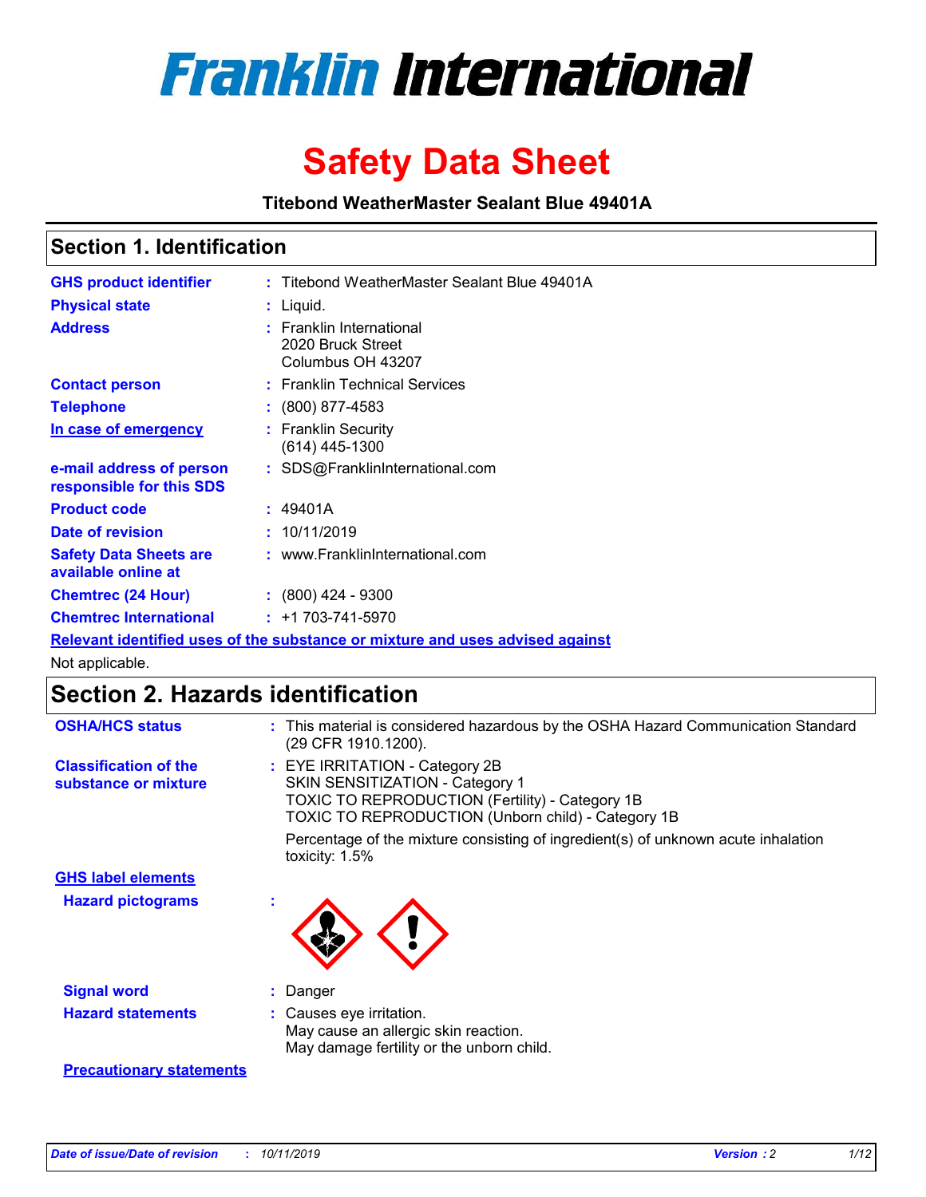# Franklin International

# Safety Data Sheet

**Titebond WeatherMaster Sealant Blue 49401A**

## Section 1. Identification

| | | |
|---|---|---|
| **GHS product identifier** | : | Titebond WeatherMaster Sealant Blue 49401A |
| **Physical state** | : | Liquid. |
| **Address** | : | Franklin International<br>2020 Bruck Street<br>Columbus OH 43207 |
| **Contact person** | : | Franklin Technical Services |
| **Telephone** | : | (800) 877-4583 |
| **In case of emergency** | : | Franklin Security<br>(614) 445-1300 |
| **e-mail address of person responsible for this SDS** | : | SDS@FranklinInternational.com |
| **Product code** | : | 49401A |
| **Date of revision** | : | 10/11/2019 |
| **Safety Data Sheets are available online at** | : | www.FranklinInternational.com |
| **Chemtrec (24 Hour)** | : | (800) 424 - 9300 |
| **Chemtrec International** | : | +1 703-741-5970 |

**Relevant identified uses of the substance or mixture and uses advised against**

Not applicable.

## Section 2. Hazards identification

| | | |
|---|---|---|
| **OSHA/HCS status** | : | This material is considered hazardous by the OSHA Hazard Communication Standard (29 CFR 1910.1200). |
| **Classification of the substance or mixture** | : | EYE IRRITATION - Category 2B<br>SKIN SENSITIZATION - Category 1<br>TOXIC TO REPRODUCTION (Fertility) - Category 1B<br>TOXIC TO REPRODUCTION (Unborn child) - Category 1B<br><br>Percentage of the mixture consisting of ingredient(s) of unknown acute inhalation toxicity: 1.5% |

**GHS label elements**

| | | |
|---|---|---|
| **Hazard pictograms** | : | |
| **Signal word** | : | Danger |
| **Hazard statements** | : | Causes eye irritation.<br>May cause an allergic skin reaction.<br>May damage fertility or the unborn child. |

**Precautionary statements**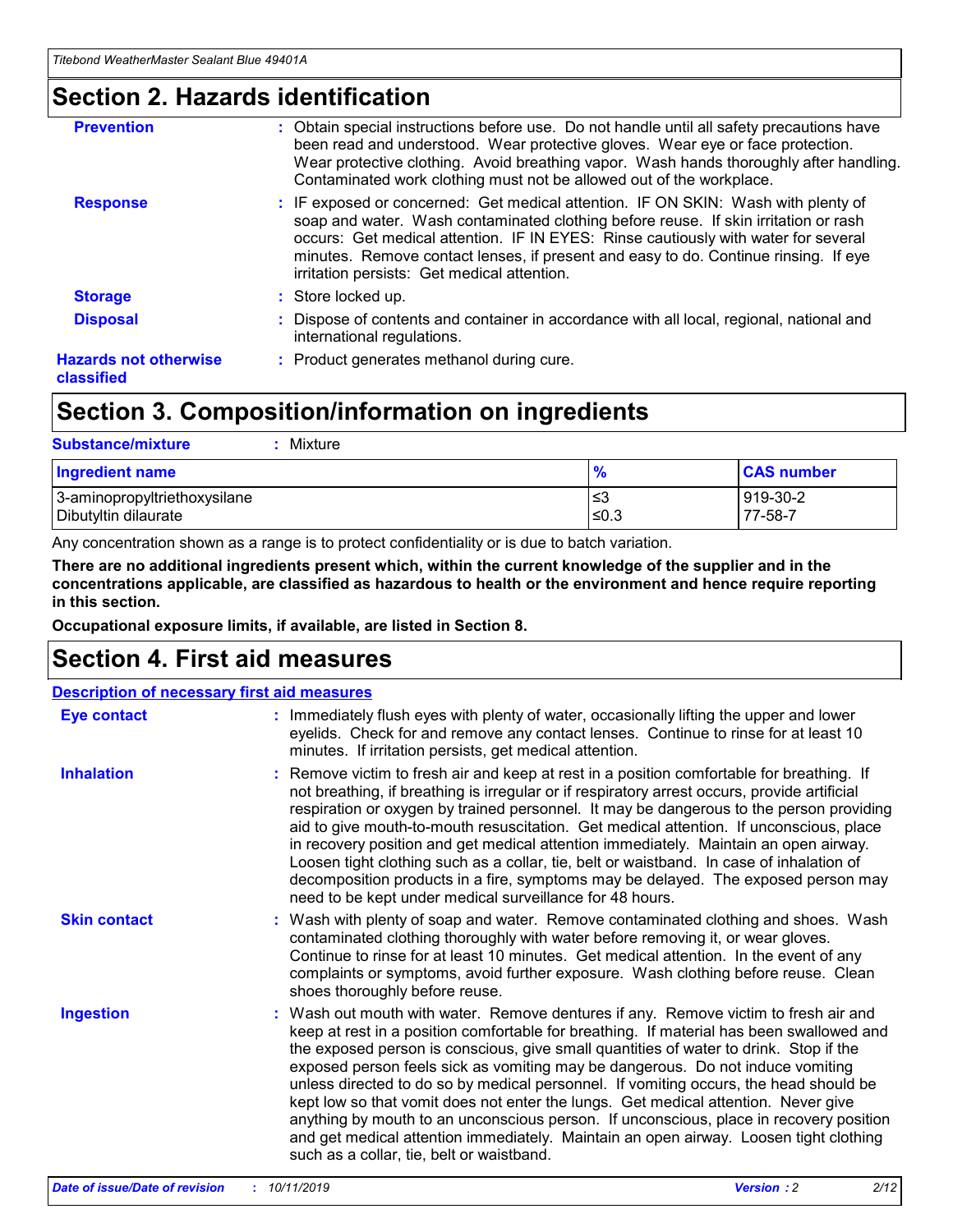## Section 2. Hazards identification

**Prevention** : Obtain special instructions before use. Do not handle until all safety precautions have been read and understood. Wear protective gloves. Wear eye or face protection. Wear protective clothing. Avoid breathing vapor. Wash hands thoroughly after handling. Contaminated work clothing must not be allowed out of the workplace.

**Response** : IF exposed or concerned: Get medical attention. IF ON SKIN: Wash with plenty of soap and water. Wash contaminated clothing before reuse. If skin irritation or rash occurs: Get medical attention. IF IN EYES: Rinse cautiously with water for several minutes. Remove contact lenses, if present and easy to do. Continue rinsing. If eye irritation persists: Get medical attention.

**Storage** : Store locked up.

**Disposal** : Dispose of contents and container in accordance with all local, regional, national and international regulations.

**Hazards not otherwise classified** : Product generates methanol during cure.

## Section 3. Composition/information on ingredients

**Substance/mixture** : Mixture

| Ingredient name | % | CAS number |
|---|---|---|
| 3-aminopropyltriethoxysilane | ≤3 | 919-30-2 |
| Dibutyltin dilaurate | ≤0.3 | 77-58-7 |

Any concentration shown as a range is to protect confidentiality or is due to batch variation.

**There are no additional ingredients present which, within the current knowledge of the supplier and in the concentrations applicable, are classified as hazardous to health or the environment and hence require reporting in this section.**

**Occupational exposure limits, if available, are listed in Section 8.**

## Section 4. First aid measures

**Description of necessary first aid measures**

**Eye contact** : Immediately flush eyes with plenty of water, occasionally lifting the upper and lower eyelids. Check for and remove any contact lenses. Continue to rinse for at least 10 minutes. If irritation persists, get medical attention.

**Inhalation** : Remove victim to fresh air and keep at rest in a position comfortable for breathing. If not breathing, if breathing is irregular or if respiratory arrest occurs, provide artificial respiration or oxygen by trained personnel. It may be dangerous to the person providing aid to give mouth-to-mouth resuscitation. Get medical attention. If unconscious, place in recovery position and get medical attention immediately. Maintain an open airway. Loosen tight clothing such as a collar, tie, belt or waistband. In case of inhalation of decomposition products in a fire, symptoms may be delayed. The exposed person may need to be kept under medical surveillance for 48 hours.

**Skin contact** : Wash with plenty of soap and water. Remove contaminated clothing and shoes. Wash contaminated clothing thoroughly with water before removing it, or wear gloves. Continue to rinse for at least 10 minutes. Get medical attention. In the event of any complaints or symptoms, avoid further exposure. Wash clothing before reuse. Clean shoes thoroughly before reuse.

**Ingestion** : Wash out mouth with water. Remove dentures if any. Remove victim to fresh air and keep at rest in a position comfortable for breathing. If material has been swallowed and the exposed person is conscious, give small quantities of water to drink. Stop if the exposed person feels sick as vomiting may be dangerous. Do not induce vomiting unless directed to do so by medical personnel. If vomiting occurs, the head should be kept low so that vomit does not enter the lungs. Get medical attention. Never give anything by mouth to an unconscious person. If unconscious, place in recovery position and get medical attention immediately. Maintain an open airway. Loosen tight clothing such as a collar, tie, belt or waistband.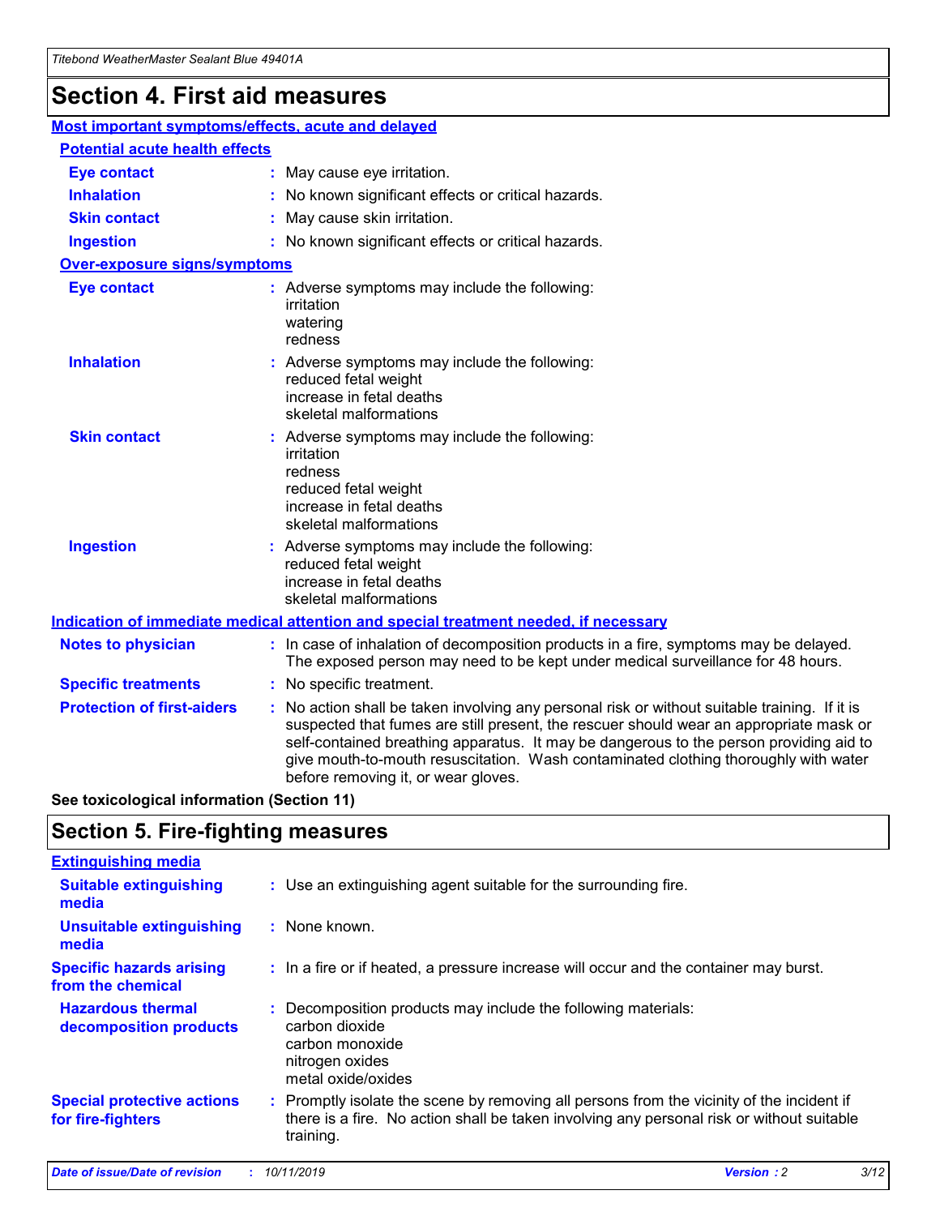# Section 4. First aid measures

## Most important symptoms/effects, acute and delayed

### Potential acute health effects

**Eye contact** : May cause eye irritation.

**Inhalation** : No known significant effects or critical hazards.

**Skin contact** : May cause skin irritation.

**Ingestion** : No known significant effects or critical hazards.

### Over-exposure signs/symptoms

**Eye contact** : Adverse symptoms may include the following:
irritation
watering
redness

**Inhalation** : Adverse symptoms may include the following:
reduced fetal weight
increase in fetal deaths
skeletal malformations

**Skin contact** : Adverse symptoms may include the following:
irritation
redness
reduced fetal weight
increase in fetal deaths
skeletal malformations

**Ingestion** : Adverse symptoms may include the following:
reduced fetal weight
increase in fetal deaths
skeletal malformations

## Indication of immediate medical attention and special treatment needed, if necessary

**Notes to physician** : In case of inhalation of decomposition products in a fire, symptoms may be delayed. The exposed person may need to be kept under medical surveillance for 48 hours.

**Specific treatments** : No specific treatment.

**Protection of first-aiders** : No action shall be taken involving any personal risk or without suitable training. If it is suspected that fumes are still present, the rescuer should wear an appropriate mask or self-contained breathing apparatus. It may be dangerous to the person providing aid to give mouth-to-mouth resuscitation. Wash contaminated clothing thoroughly with water before removing it, or wear gloves.

**See toxicological information (Section 11)**

# Section 5. Fire-fighting measures

## Extinguishing media

**Suitable extinguishing media** : Use an extinguishing agent suitable for the surrounding fire.

**Unsuitable extinguishing media** : None known.

**Specific hazards arising from the chemical** : In a fire or if heated, a pressure increase will occur and the container may burst.

**Hazardous thermal decomposition products** : Decomposition products may include the following materials:
carbon dioxide
carbon monoxide
nitrogen oxides
metal oxide/oxides

**Special protective actions for fire-fighters** : Promptly isolate the scene by removing all persons from the vicinity of the incident if there is a fire. No action shall be taken involving any personal risk or without suitable training.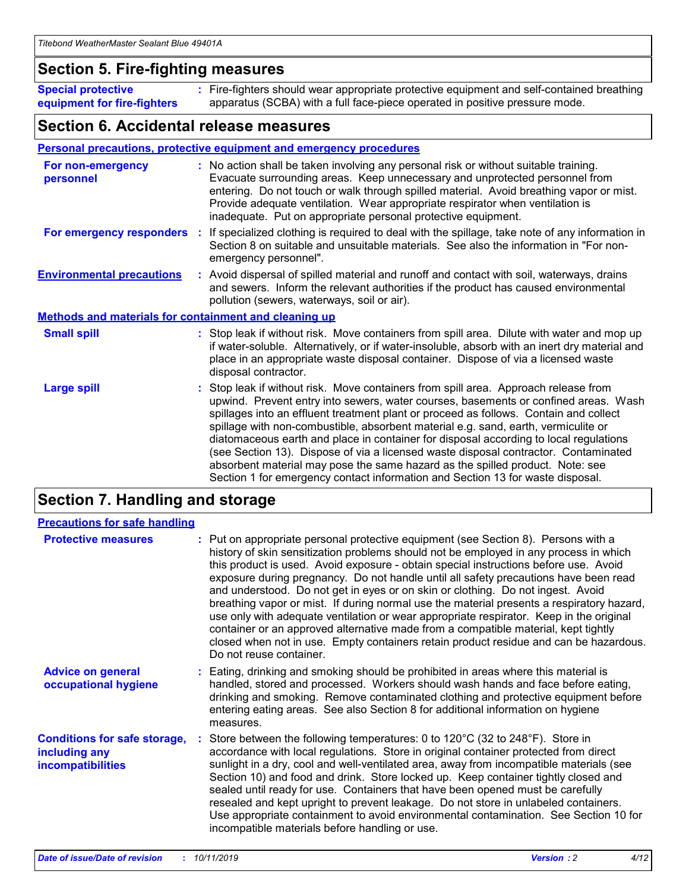## Section 5. Fire-fighting measures

**Special protective equipment for fire-fighters** : Fire-fighters should wear appropriate protective equipment and self-contained breathing apparatus (SCBA) with a full face-piece operated in positive pressure mode.

## Section 6. Accidental release measures

### Personal precautions, protective equipment and emergency procedures

**For non-emergency personnel** : No action shall be taken involving any personal risk or without suitable training. Evacuate surrounding areas. Keep unnecessary and unprotected personnel from entering. Do not touch or walk through spilled material. Avoid breathing vapor or mist. Provide adequate ventilation. Wear appropriate respirator when ventilation is inadequate. Put on appropriate personal protective equipment.

**For emergency responders** : If specialized clothing is required to deal with the spillage, take note of any information in Section 8 on suitable and unsuitable materials. See also the information in "For non-emergency personnel".

**Environmental precautions** : Avoid dispersal of spilled material and runoff and contact with soil, waterways, drains and sewers. Inform the relevant authorities if the product has caused environmental pollution (sewers, waterways, soil or air).

### Methods and materials for containment and cleaning up

**Small spill** : Stop leak if without risk. Move containers from spill area. Dilute with water and mop up if water-soluble. Alternatively, or if water-insoluble, absorb with an inert dry material and place in an appropriate waste disposal container. Dispose of via a licensed waste disposal contractor.

**Large spill** : Stop leak if without risk. Move containers from spill area. Approach release from upwind. Prevent entry into sewers, water courses, basements or confined areas. Wash spillages into an effluent treatment plant or proceed as follows. Contain and collect spillage with non-combustible, absorbent material e.g. sand, earth, vermiculite or diatomaceous earth and place in container for disposal according to local regulations (see Section 13). Dispose of via a licensed waste disposal contractor. Contaminated absorbent material may pose the same hazard as the spilled product. Note: see Section 1 for emergency contact information and Section 13 for waste disposal.

## Section 7. Handling and storage

### Precautions for safe handling

**Protective measures** : Put on appropriate personal protective equipment (see Section 8). Persons with a history of skin sensitization problems should not be employed in any process in which this product is used. Avoid exposure - obtain special instructions before use. Avoid exposure during pregnancy. Do not handle until all safety precautions have been read and understood. Do not get in eyes or on skin or clothing. Do not ingest. Avoid breathing vapor or mist. If during normal use the material presents a respiratory hazard, use only with adequate ventilation or wear appropriate respirator. Keep in the original container or an approved alternative made from a compatible material, kept tightly closed when not in use. Empty containers retain product residue and can be hazardous. Do not reuse container.

**Advice on general occupational hygiene** : Eating, drinking and smoking should be prohibited in areas where this material is handled, stored and processed. Workers should wash hands and face before eating, drinking and smoking. Remove contaminated clothing and protective equipment before entering eating areas. See also Section 8 for additional information on hygiene measures.

**Conditions for safe storage, including any incompatibilities** : Store between the following temperatures: 0 to 120°C (32 to 248°F). Store in accordance with local regulations. Store in original container protected from direct sunlight in a dry, cool and well-ventilated area, away from incompatible materials (see Section 10) and food and drink. Store locked up. Keep container tightly closed and sealed until ready for use. Containers that have been opened must be carefully resealed and kept upright to prevent leakage. Do not store in unlabeled containers. Use appropriate containment to avoid environmental contamination. See Section 10 for incompatible materials before handling or use.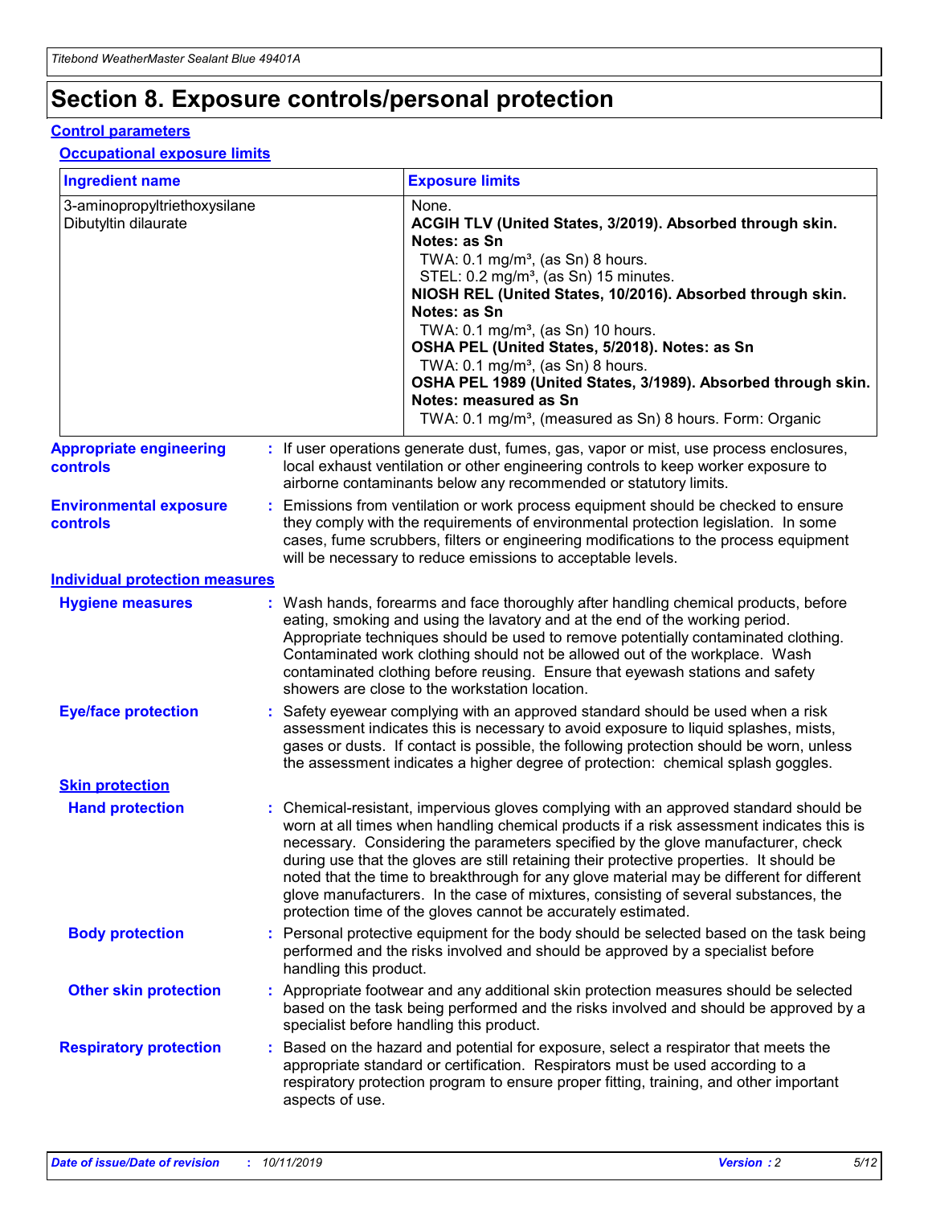# Section 8. Exposure controls/personal protection

## Control parameters

### Occupational exposure limits

| Ingredient name | Exposure limits |
| --- | --- |
| 3-aminopropyltriethoxysilane | None. |
| Dibutyltin dilaurate | **ACGIH TLV (United States, 3/2019). Absorbed through skin. Notes: as Sn**<br>TWA: 0.1 mg/m³, (as Sn) 8 hours.<br>STEL: 0.2 mg/m³, (as Sn) 15 minutes.<br>**NIOSH REL (United States, 10/2016). Absorbed through skin. Notes: as Sn**<br>TWA: 0.1 mg/m³, (as Sn) 10 hours.<br>**OSHA PEL (United States, 5/2018). Notes: as Sn**<br>TWA: 0.1 mg/m³, (as Sn) 8 hours.<br>**OSHA PEL 1989 (United States, 3/1989). Absorbed through skin. Notes: measured as Sn**<br>TWA: 0.1 mg/m³, (measured as Sn) 8 hours. Form: Organic |

**Appropriate engineering controls** : If user operations generate dust, fumes, gas, vapor or mist, use process enclosures, local exhaust ventilation or other engineering controls to keep worker exposure to airborne contaminants below any recommended or statutory limits.

**Environmental exposure controls** : Emissions from ventilation or work process equipment should be checked to ensure they comply with the requirements of environmental protection legislation. In some cases, fume scrubbers, filters or engineering modifications to the process equipment will be necessary to reduce emissions to acceptable levels.

## Individual protection measures

**Hygiene measures** : Wash hands, forearms and face thoroughly after handling chemical products, before eating, smoking and using the lavatory and at the end of the working period. Appropriate techniques should be used to remove potentially contaminated clothing. Contaminated work clothing should not be allowed out of the workplace. Wash contaminated clothing before reusing. Ensure that eyewash stations and safety showers are close to the workstation location.

**Eye/face protection** : Safety eyewear complying with an approved standard should be used when a risk assessment indicates this is necessary to avoid exposure to liquid splashes, mists, gases or dusts. If contact is possible, the following protection should be worn, unless the assessment indicates a higher degree of protection: chemical splash goggles.

### Skin protection

**Hand protection** : Chemical-resistant, impervious gloves complying with an approved standard should be worn at all times when handling chemical products if a risk assessment indicates this is necessary. Considering the parameters specified by the glove manufacturer, check during use that the gloves are still retaining their protective properties. It should be noted that the time to breakthrough for any glove material may be different for different glove manufacturers. In the case of mixtures, consisting of several substances, the protection time of the gloves cannot be accurately estimated.

**Body protection** : Personal protective equipment for the body should be selected based on the task being performed and the risks involved and should be approved by a specialist before handling this product.

**Other skin protection** : Appropriate footwear and any additional skin protection measures should be selected based on the task being performed and the risks involved and should be approved by a specialist before handling this product.

**Respiratory protection** : Based on the hazard and potential for exposure, select a respirator that meets the appropriate standard or certification. Respirators must be used according to a respiratory protection program to ensure proper fitting, training, and other important aspects of use.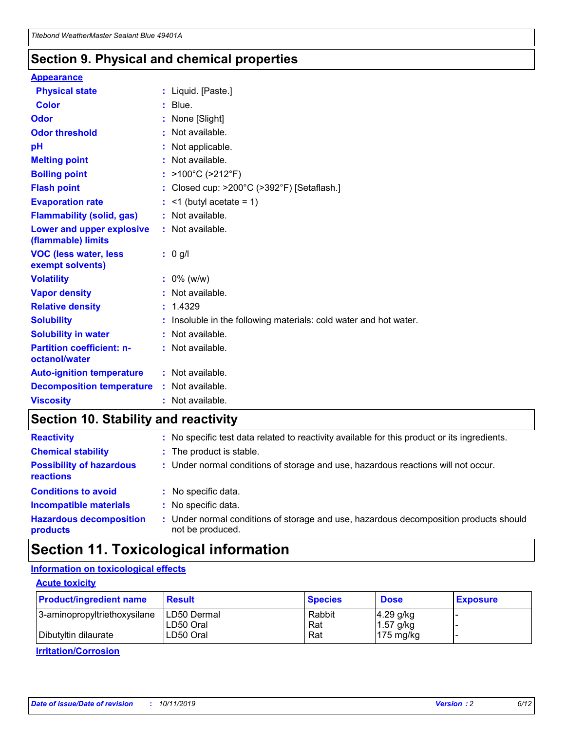## Section 9. Physical and chemical properties

### Appearance

| | | |
|---|---|---|
| **Physical state** | : | Liquid. [Paste.] |
| **Color** | : | Blue. |
| **Odor** | : | None [Slight] |
| **Odor threshold** | : | Not available. |
| **pH** | : | Not applicable. |
| **Melting point** | : | Not available. |
| **Boiling point** | : | >100°C (>212°F) |
| **Flash point** | : | Closed cup: >200°C (>392°F) [Setaflash.] |
| **Evaporation rate** | : | <1 (butyl acetate = 1) |
| **Flammability (solid, gas)** | : | Not available. |
| **Lower and upper explosive (flammable) limits** | : | Not available. |
| **VOC (less water, less exempt solvents)** | : | 0 g/l |
| **Volatility** | : | 0% (w/w) |
| **Vapor density** | : | Not available. |
| **Relative density** | : | 1.4329 |
| **Solubility** | : | Insoluble in the following materials: cold water and hot water. |
| **Solubility in water** | : | Not available. |
| **Partition coefficient: n-octanol/water** | : | Not available. |
| **Auto-ignition temperature** | : | Not available. |
| **Decomposition temperature** | : | Not available. |
| **Viscosity** | : | Not available. |

## Section 10. Stability and reactivity

| | | |
|---|---|---|
| **Reactivity** | : | No specific test data related to reactivity available for this product or its ingredients. |
| **Chemical stability** | : | The product is stable. |
| **Possibility of hazardous reactions** | : | Under normal conditions of storage and use, hazardous reactions will not occur. |
| **Conditions to avoid** | : | No specific data. |
| **Incompatible materials** | : | No specific data. |
| **Hazardous decomposition products** | : | Under normal conditions of storage and use, hazardous decomposition products should not be produced. |

## Section 11. Toxicological information

### Information on toxicological effects

#### Acute toxicity

| Product/ingredient name | Result | Species | Dose | Exposure |
|---|---|---|---|---|
| 3-aminopropyltriethoxysilane | LD50 Dermal | Rabbit | 4.29 g/kg | - |
| | LD50 Oral | Rat | 1.57 g/kg | - |
| Dibutyltin dilaurate | LD50 Oral | Rat | 175 mg/kg | - |

#### Irritation/Corrosion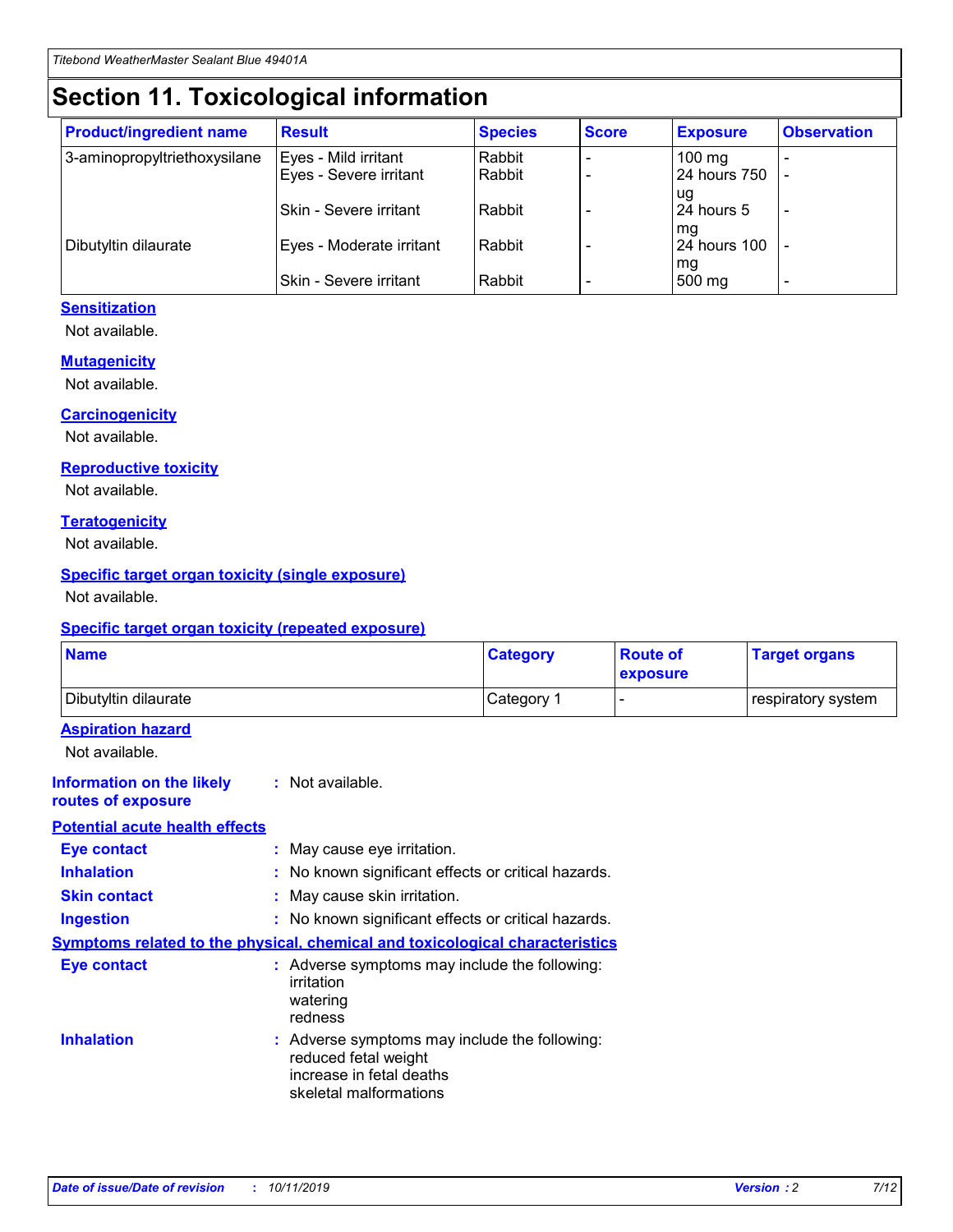# Section 11. Toxicological information

| Product/ingredient name | Result | Species | Score | Exposure | Observation |
|---|---|---|---|---|---|
| 3-aminopropyltriethoxysilane | Eyes - Mild irritant | Rabbit | - | 100 mg | - |
| | Eyes - Severe irritant | Rabbit | - | 24 hours 750 ug | - |
| | Skin - Severe irritant | Rabbit | - | 24 hours 5 mg | - |
| Dibutyltin dilaurate | Eyes - Moderate irritant | Rabbit | - | 24 hours 100 mg | - |
| | Skin - Severe irritant | Rabbit | - | 500 mg | - |

### Sensitization

Not available.

### Mutagenicity

Not available.

### Carcinogenicity

Not available.

### Reproductive toxicity

Not available.

### Teratogenicity

Not available.

### Specific target organ toxicity (single exposure)

Not available.

### Specific target organ toxicity (repeated exposure)

| Name | Category | Route of exposure | Target organs |
|---|---|---|---|
| Dibutyltin dilaurate | Category 1 | - | respiratory system |

### Aspiration hazard

Not available.

**Information on the likely routes of exposure** : Not available.

### Potential acute health effects

**Eye contact** : May cause eye irritation.

**Inhalation** : No known significant effects or critical hazards.

**Skin contact** : May cause skin irritation.

**Ingestion** : No known significant effects or critical hazards.

### Symptoms related to the physical, chemical and toxicological characteristics

**Eye contact** : Adverse symptoms may include the following:
irritation
watering
redness

**Inhalation** : Adverse symptoms may include the following:
reduced fetal weight
increase in fetal deaths
skeletal malformations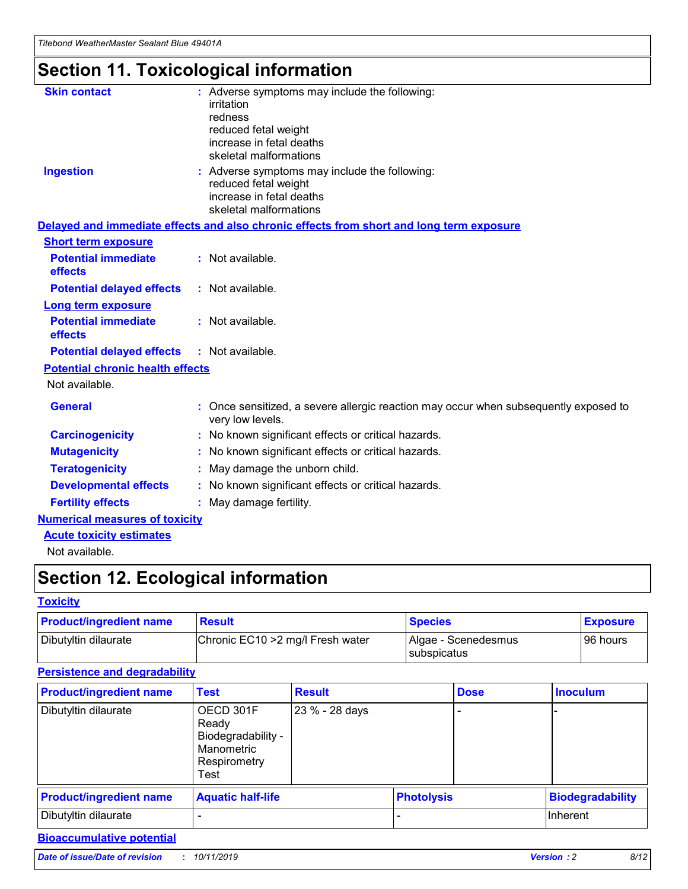# Section 11. Toxicological information

**Skin contact** : Adverse symptoms may include the following:
irritation
redness
reduced fetal weight
increase in fetal deaths
skeletal malformations

**Ingestion** : Adverse symptoms may include the following:
reduced fetal weight
increase in fetal deaths
skeletal malformations

## Delayed and immediate effects and also chronic effects from short and long term exposure

### Short term exposure

**Potential immediate effects** : Not available.

**Potential delayed effects** : Not available.

### Long term exposure

**Potential immediate effects** : Not available.

**Potential delayed effects** : Not available.

### Potential chronic health effects

Not available.

**General** : Once sensitized, a severe allergic reaction may occur when subsequently exposed to very low levels.

**Carcinogenicity** : No known significant effects or critical hazards.

**Mutagenicity** : No known significant effects or critical hazards.

**Teratogenicity** : May damage the unborn child.

**Developmental effects** : No known significant effects or critical hazards.

**Fertility effects** : May damage fertility.

## Numerical measures of toxicity

### Acute toxicity estimates

Not available.

# Section 12. Ecological information

## Toxicity

| Product/ingredient name | Result | Species | Exposure |
|---|---|---|---|
| Dibutyltin dilaurate | Chronic EC10 >2 mg/l Fresh water | Algae - Scenedesmus subspicatus | 96 hours |

## Persistence and degradability

| Product/ingredient name | Test | Result | Dose | Inoculum |
|---|---|---|---|---|
| Dibutyltin dilaurate | OECD 301F Ready Biodegradability - Manometric Respirometry Test | 23 % - 28 days | - | - |

| Product/ingredient name | Aquatic half-life | Photolysis | Biodegradability |
|---|---|---|---|
| Dibutyltin dilaurate | - | - | Inherent |

## Bioaccumulative potential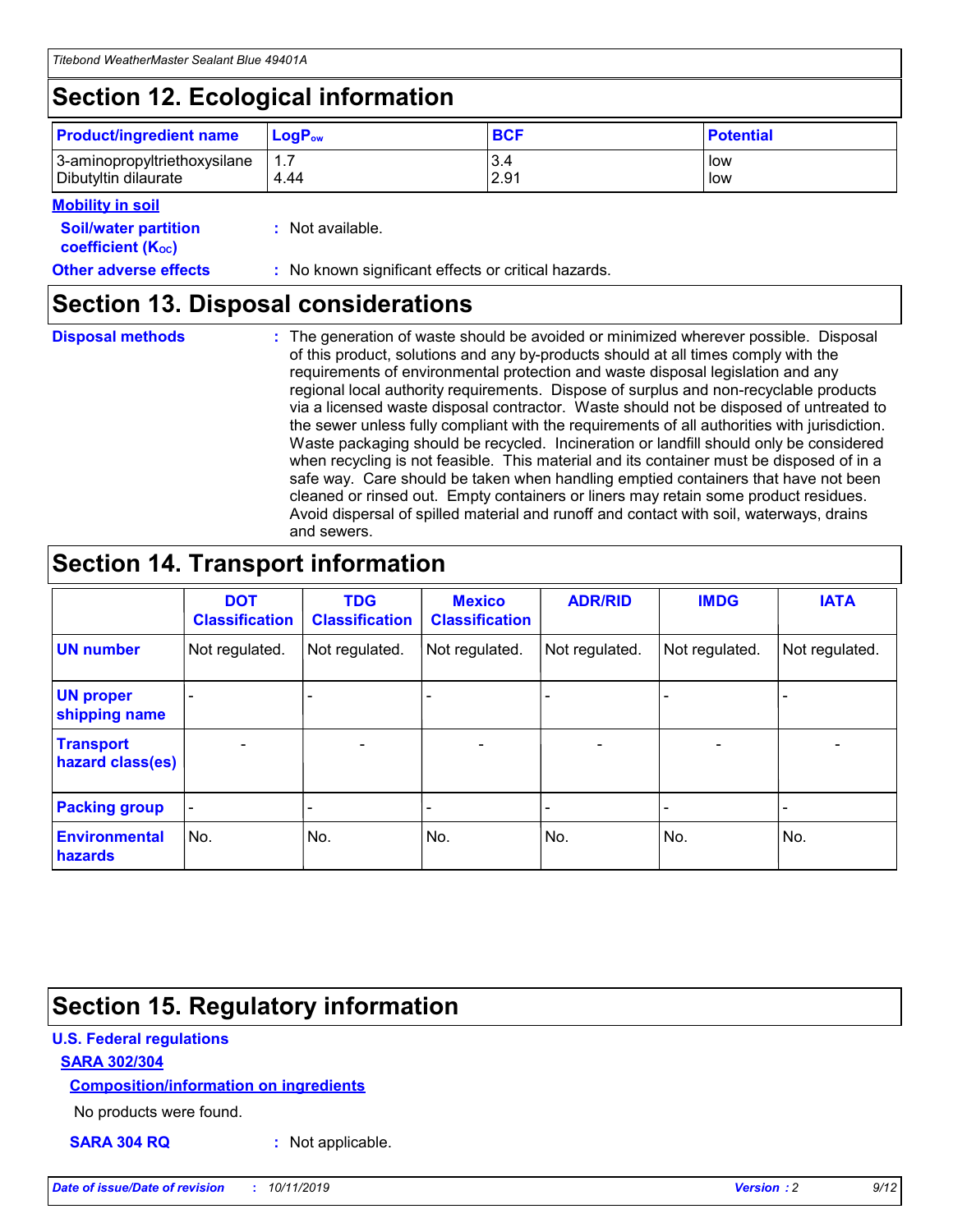## Section 12. Ecological information

| Product/ingredient name | $LogP_{ow}$ | BCF | Potential |
|---|---|---|---|
| 3-aminopropyltriethoxysilane | 1.7 | 3.4 | low |
| Dibutyltin dilaurate | 4.44 | 2.91 | low |

**Mobility in soil**

**Soil/water partition coefficient ($K_{OC}$)** : Not available.

**Other adverse effects** : No known significant effects or critical hazards.

## Section 13. Disposal considerations

**Disposal methods** : The generation of waste should be avoided or minimized wherever possible. Disposal of this product, solutions and any by-products should at all times comply with the requirements of environmental protection and waste disposal legislation and any regional local authority requirements. Dispose of surplus and non-recyclable products via a licensed waste disposal contractor. Waste should not be disposed of untreated to the sewer unless fully compliant with the requirements of all authorities with jurisdiction. Waste packaging should be recycled. Incineration or landfill should only be considered when recycling is not feasible. This material and its container must be disposed of in a safe way. Care should be taken when handling emptied containers that have not been cleaned or rinsed out. Empty containers or liners may retain some product residues. Avoid dispersal of spilled material and runoff and contact with soil, waterways, drains and sewers.

## Section 14. Transport information

| | DOT Classification | TDG Classification | Mexico Classification | ADR/RID | IMDG | IATA |
|---|---|---|---|---|---|---|
| UN number | Not regulated. | Not regulated. | Not regulated. | Not regulated. | Not regulated. | Not regulated. |
| UN proper shipping name | - | - | - | - | - | - |
| Transport hazard class(es) | - | - | - | - | - | - |
| Packing group | - | - | - | - | - | - |
| Environmental hazards | No. | No. | No. | No. | No. | No. |

## Section 15. Regulatory information

**U.S. Federal regulations**

**SARA 302/304**

**Composition/information on ingredients**

No products were found.

**SARA 304 RQ** : Not applicable.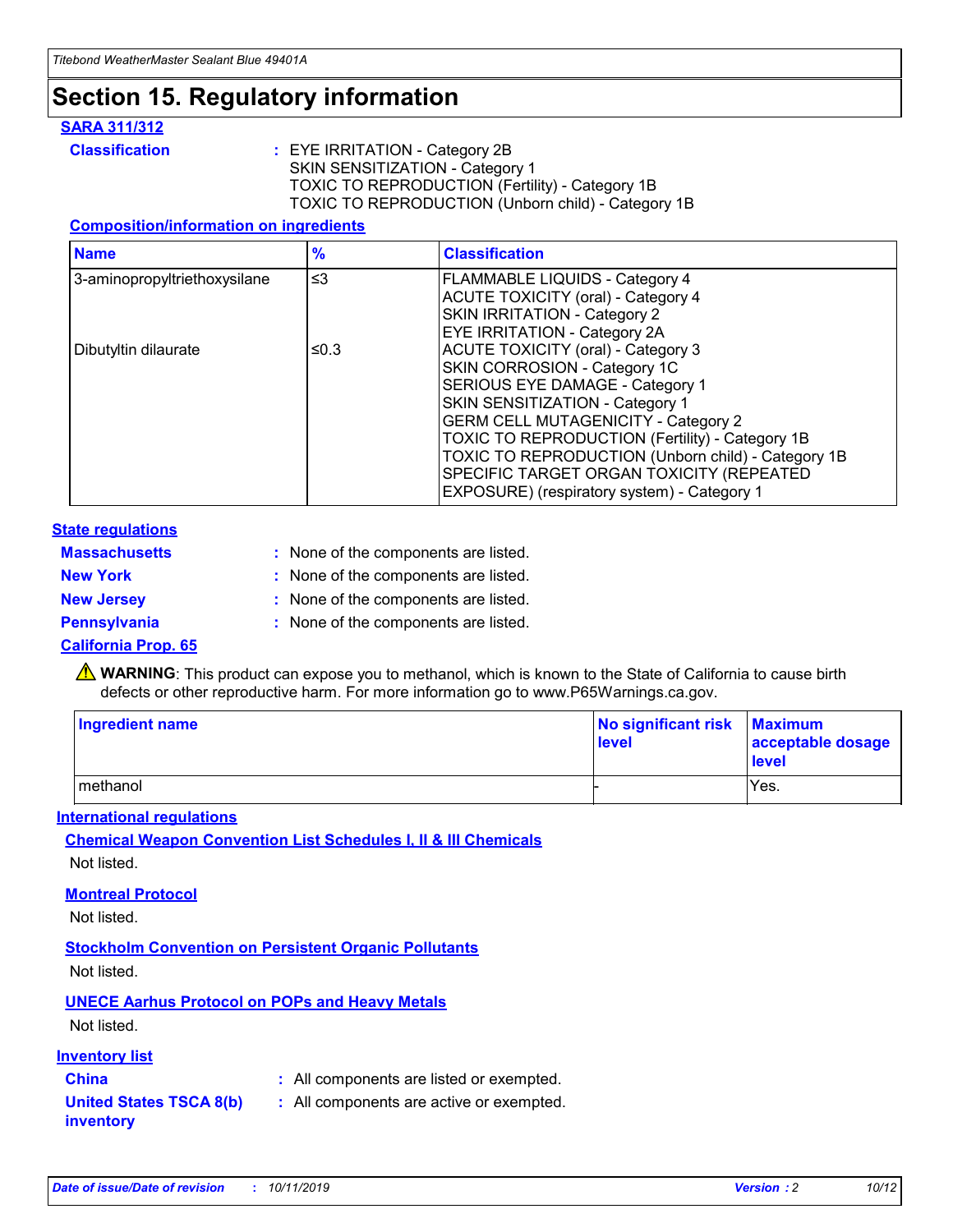# Section 15. Regulatory information

## SARA 311/312

**Classification** : EYE IRRITATION - Category 2B
SKIN SENSITIZATION - Category 1
TOXIC TO REPRODUCTION (Fertility) - Category 1B
TOXIC TO REPRODUCTION (Unborn child) - Category 1B

### Composition/information on ingredients

| Name | % | Classification |
|---|---|---|
| 3-aminopropyltriethoxysilane | ≤3 | FLAMMABLE LIQUIDS - Category 4<br>ACUTE TOXICITY (oral) - Category 4<br>SKIN IRRITATION - Category 2<br>EYE IRRITATION - Category 2A |
| Dibutyltin dilaurate | ≤0.3 | ACUTE TOXICITY (oral) - Category 3<br>SKIN CORROSION - Category 1C<br>SERIOUS EYE DAMAGE - Category 1<br>SKIN SENSITIZATION - Category 1<br>GERM CELL MUTAGENICITY - Category 2<br>TOXIC TO REPRODUCTION (Fertility) - Category 1B<br>TOXIC TO REPRODUCTION (Unborn child) - Category 1B<br>SPECIFIC TARGET ORGAN TOXICITY (REPEATED EXPOSURE) (respiratory system) - Category 1 |

## State regulations

**Massachusetts** : None of the components are listed.

**New York** : None of the components are listed.

**New Jersey** : None of the components are listed.

**Pennsylvania** : None of the components are listed.

### California Prop. 65

⚠ **WARNING**: This product can expose you to methanol, which is known to the State of California to cause birth defects or other reproductive harm. For more information go to www.P65Warnings.ca.gov.

| Ingredient name | No significant risk level | Maximum acceptable dosage level |
|---|---|---|
| methanol | - | Yes. |

## International regulations

### Chemical Weapon Convention List Schedules I, II & III Chemicals

Not listed.

### Montreal Protocol

Not listed.

### Stockholm Convention on Persistent Organic Pollutants

Not listed.

### UNECE Aarhus Protocol on POPs and Heavy Metals

Not listed.

## Inventory list

**China** : All components are listed or exempted.

**United States TSCA 8(b) inventory** : All components are active or exempted.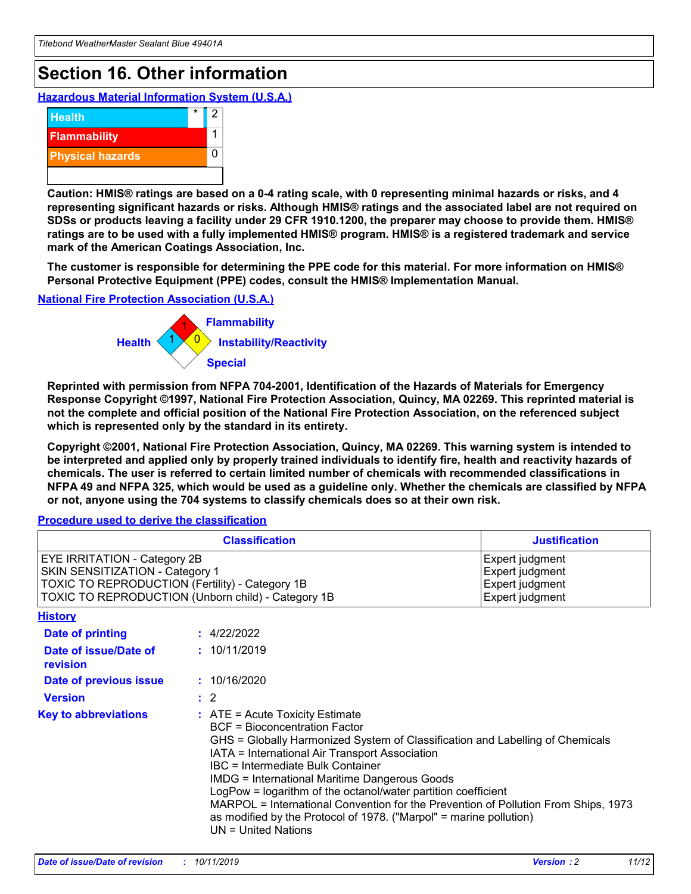# Section 16. Other information

**Hazardous Material Information System (U.S.A.)**

| | | |
|---|---|---|
| Health | * | 2 |
| Flammability | | 1 |
| Physical hazards | | 0 |

**Caution: HMIS® ratings are based on a 0-4 rating scale, with 0 representing minimal hazards or risks, and 4 representing significant hazards or risks. Although HMIS® ratings and the associated label are not required on SDSs or products leaving a facility under 29 CFR 1910.1200, the preparer may choose to provide them. HMIS® ratings are to be used with a fully implemented HMIS® program. HMIS® is a registered trademark and service mark of the American Coatings Association, Inc.**

**The customer is responsible for determining the PPE code for this material. For more information on HMIS® Personal Protective Equipment (PPE) codes, consult the HMIS® Implementation Manual.**

**National Fire Protection Association (U.S.A.)**

Health: 1
Flammability: 1
Instability/Reactivity: 0
Special

**Reprinted with permission from NFPA 704-2001, Identification of the Hazards of Materials for Emergency Response Copyright ©1997, National Fire Protection Association, Quincy, MA 02269. This reprinted material is not the complete and official position of the National Fire Protection Association, on the referenced subject which is represented only by the standard in its entirety.**

**Copyright ©2001, National Fire Protection Association, Quincy, MA 02269. This warning system is intended to be interpreted and applied only by properly trained individuals to identify fire, health and reactivity hazards of chemicals. The user is referred to certain limited number of chemicals with recommended classifications in NFPA 49 and NFPA 325, which would be used as a guideline only. Whether the chemicals are classified by NFPA or not, anyone using the 704 systems to classify chemicals does so at their own risk.**

**Procedure used to derive the classification**

| Classification | Justification |
|---|---|
| EYE IRRITATION - Category 2B | Expert judgment |
| SKIN SENSITIZATION - Category 1 | Expert judgment |
| TOXIC TO REPRODUCTION (Fertility) - Category 1B | Expert judgment |
| TOXIC TO REPRODUCTION (Unborn child) - Category 1B | Expert judgment |

**History**

**Date of printing** : 4/22/2022

**Date of issue/Date of revision** : 10/11/2019

**Date of previous issue** : 10/16/2020

**Version** : 2

**Key to abbreviations** :
ATE = Acute Toxicity Estimate
BCF = Bioconcentration Factor
GHS = Globally Harmonized System of Classification and Labelling of Chemicals
IATA = International Air Transport Association
IBC = Intermediate Bulk Container
IMDG = International Maritime Dangerous Goods
LogPow = logarithm of the octanol/water partition coefficient
MARPOL = International Convention for the Prevention of Pollution From Ships, 1973 as modified by the Protocol of 1978. ("Marpol" = marine pollution)
UN = United Nations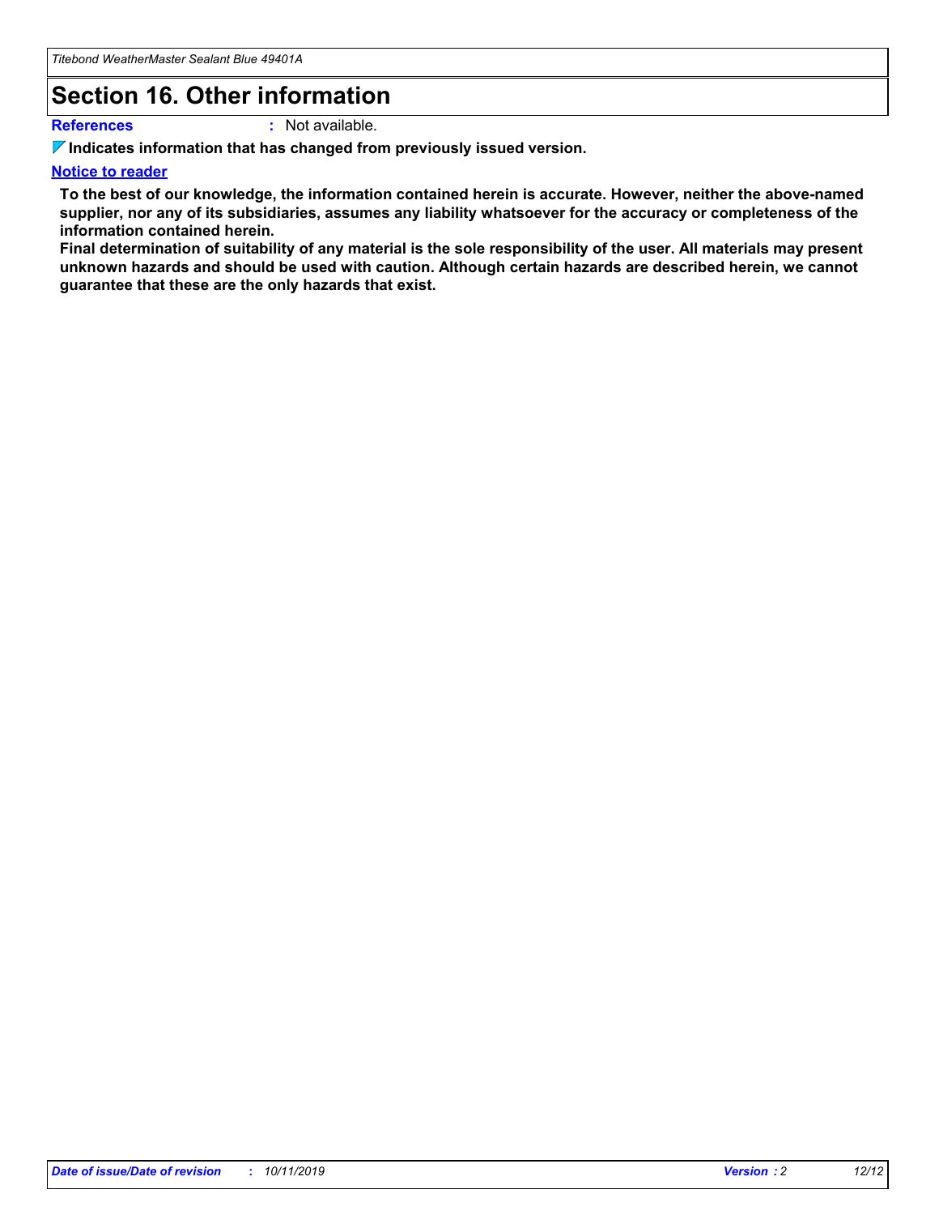# Section 16. Other information

**References** : Not available.

**Indicates information that has changed from previously issued version.**

**Notice to reader**

**To the best of our knowledge, the information contained herein is accurate. However, neither the above-named supplier, nor any of its subsidiaries, assumes any liability whatsoever for the accuracy or completeness of the information contained herein.**

**Final determination of suitability of any material is the sole responsibility of the user. All materials may present unknown hazards and should be used with caution. Although certain hazards are described herein, we cannot guarantee that these are the only hazards that exist.**